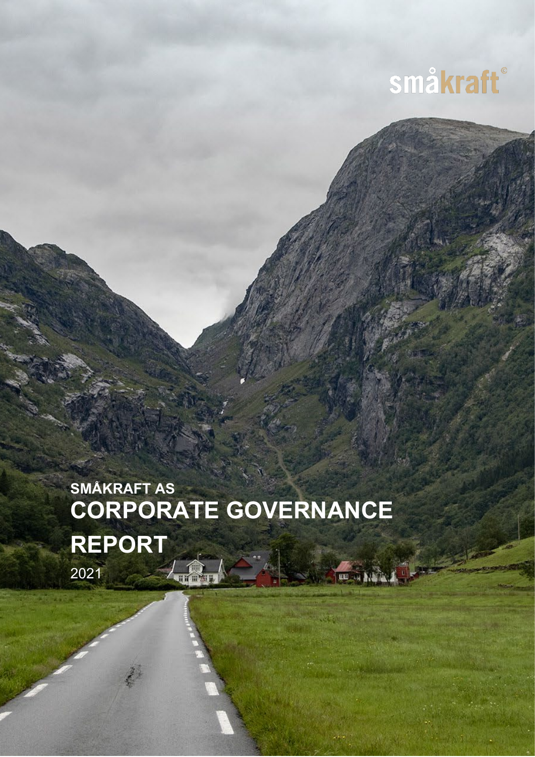småkraft

SMÅKRAFT AS

# CORPORATE GOVERNANCE REPORT

2021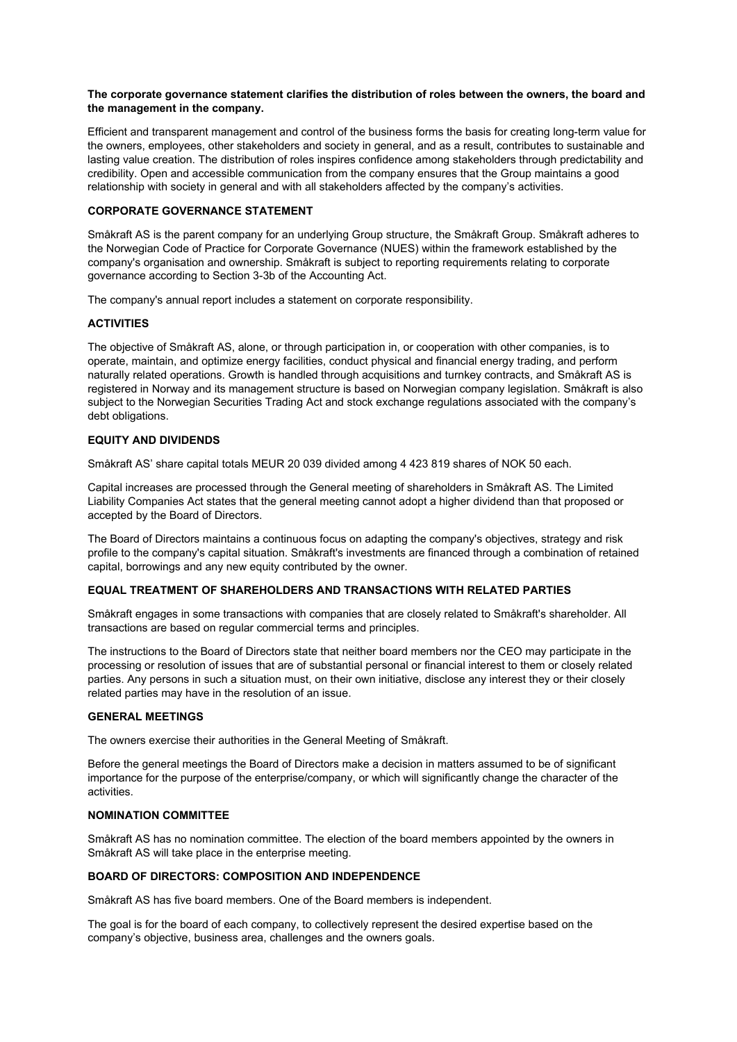**The corporate governance statement clarifies the distribution of roles between the owners, the board and the management in the company.**

Efficient and transparent management and control of the business forms the basis for creating long-term value for the owners, employees, other stakeholders and society in general, and as a result, contributes to sustainable and lasting value creation. The distribution of roles inspires confidence among stakeholders through predictability and credibility. Open and accessible communication from the company ensures that the Group maintains a good relationship with society in general and with all stakeholders affected by the company's activities.

## CORPORATE GOVERNANCE STATEMENT

Småkraft AS is the parent company for an underlying Group structure, the Småkraft Group. Småkraft adheres to the Norwegian Code of Practice for Corporate Governance (NUES) within the framework established by the company's organisation and ownership. Småkraft is subject to reporting requirements relating to corporate governance according to Section 3-3b of the Accounting Act.

The company's annual report includes a statement on corporate responsibility.

## ACTIVITIES

The objective of Småkraft AS, alone, or through participation in, or cooperation with other companies, is to operate, maintain, and optimize energy facilities, conduct physical and financial energy trading, and perform naturally related operations. Growth is handled through acquisitions and turnkey contracts, and Småkraft AS is registered in Norway and its management structure is based on Norwegian company legislation. Småkraft is also subject to the Norwegian Securities Trading Act and stock exchange regulations associated with the company's debt obligations.

## EQUITY AND DIVIDENDS

Småkraft AS' share capital totals MEUR 20 039 divided among 4 423 819 shares of NOK 50 each.

Capital increases are processed through the General meeting of shareholders in Småkraft AS. The Limited Liability Companies Act states that the general meeting cannot adopt a higher dividend than that proposed or accepted by the Board of Directors.

The Board of Directors maintains a continuous focus on adapting the company's objectives, strategy and risk profile to the company's capital situation. Småkraft's investments are financed through a combination of retained capital, borrowings and any new equity contributed by the owner.

## EQUAL TREATMENT OF SHAREHOLDERS AND TRANSACTIONS WITH RELATED PARTIES

Småkraft engages in some transactions with companies that are closely related to Småkraft's shareholder. All transactions are based on regular commercial terms and principles.

The instructions to the Board of Directors state that neither board members nor the CEO may participate in the processing or resolution of issues that are of substantial personal or financial interest to them or closely related parties. Any persons in such a situation must, on their own initiative, disclose any interest they or their closely related parties may have in the resolution of an issue.

## GENERAL MEETINGS

The owners exercise their authorities in the General Meeting of Småkraft.

Before the general meetings the Board of Directors make a decision in matters assumed to be of significant importance for the purpose of the enterprise/company, or which will significantly change the character of the activities.

## NOMINATION COMMITTEE

Småkraft AS has no nomination committee. The election of the board members appointed by the owners in Småkraft AS will take place in the enterprise meeting.

## BOARD OF DIRECTORS: COMPOSITION AND INDEPENDENCE

Småkraft AS has five board members. One of the Board members is independent.

The goal is for the board of each company, to collectively represent the desired expertise based on the company's objective, business area, challenges and the owners goals.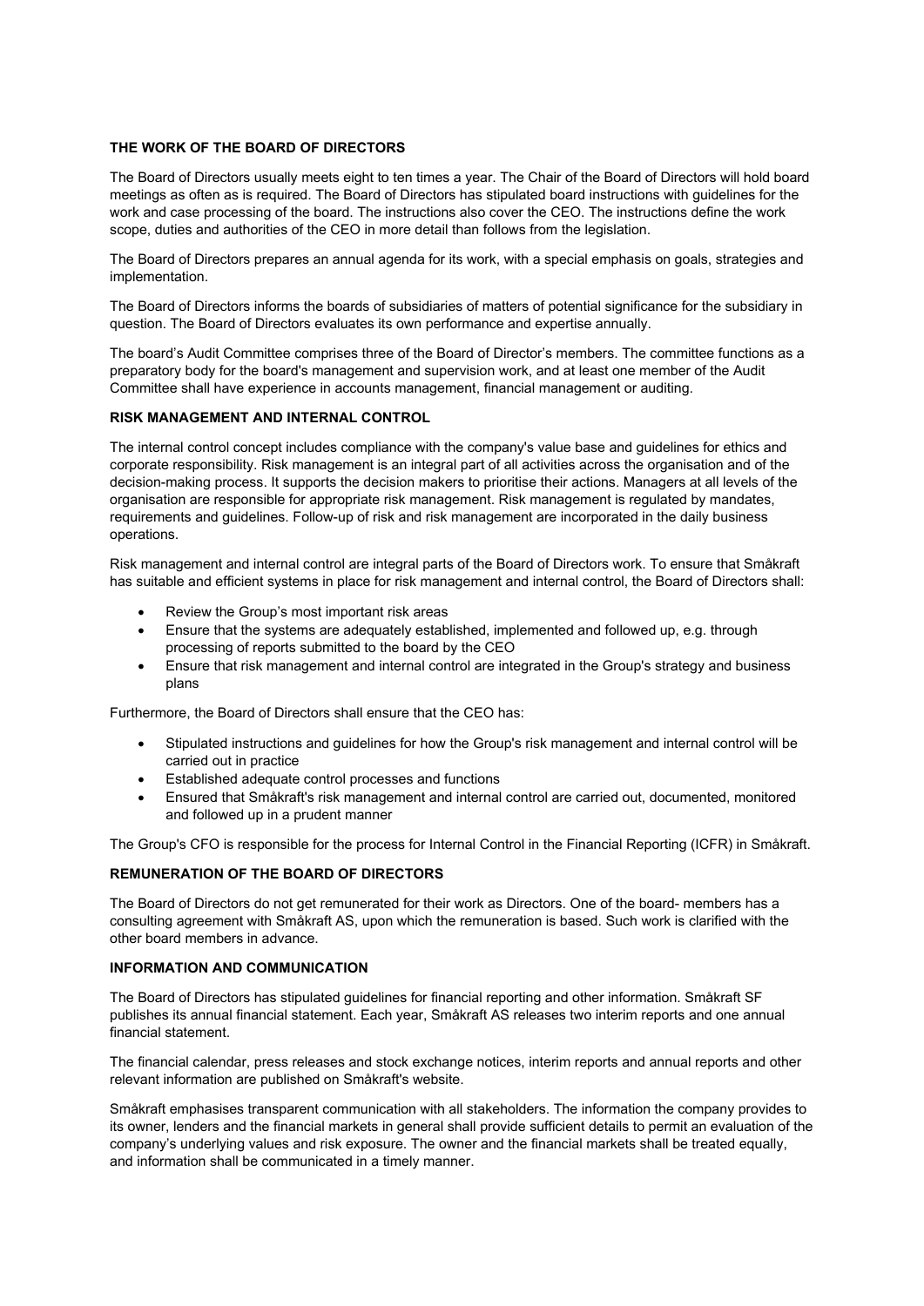## THE WORK OF THE BOARD OF DIRECTORS

The Board of Directors usually meets eight to ten times a year. The Chair of the Board of Directors will hold board meetings as often as is required. The Board of Directors has stipulated board instructions with guidelines for the work and case processing of the board. The instructions also cover the CEO. The instructions define the work scope, duties and authorities of the CEO in more detail than follows from the legislation.

The Board of Directors prepares an annual agenda for its work, with a special emphasis on goals, strategies and implementation.

The Board of Directors informs the boards of subsidiaries of matters of potential significance for the subsidiary in question. The Board of Directors evaluates its own performance and expertise annually.

The board's Audit Committee comprises three of the Board of Director's members. The committee functions as a preparatory body for the board's management and supervision work, and at least one member of the Audit Committee shall have experience in accounts management, financial management or auditing.

## RISK MANAGEMENT AND INTERNAL CONTROL

The internal control concept includes compliance with the company's value base and guidelines for ethics and corporate responsibility. Risk management is an integral part of all activities across the organisation and of the decision-making process. It supports the decision makers to prioritise their actions. Managers at all levels of the organisation are responsible for appropriate risk management. Risk management is regulated by mandates, requirements and guidelines. Follow-up of risk and risk management are incorporated in the daily business operations.

Risk management and internal control are integral parts of the Board of Directors work. To ensure that Småkraft has suitable and efficient systems in place for risk management and internal control, the Board of Directors shall:

- Review the Group's most important risk areas
- Ensure that the systems are adequately established, implemented and followed up, e.g. through processing of reports submitted to the board by the CEO
- Ensure that risk management and internal control are integrated in the Group's strategy and business plans

Furthermore, the Board of Directors shall ensure that the CEO has:

- Stipulated instructions and guidelines for how the Group's risk management and internal control will be carried out in practice
- Established adequate control processes and functions
- Ensured that Småkraft's risk management and internal control are carried out, documented, monitored and followed up in a prudent manner

The Group's CFO is responsible for the process for Internal Control in the Financial Reporting (ICFR) in Småkraft.

## REMUNERATION OF THE BOARD OF DIRECTORS

The Board of Directors do not get remunerated for their work as Directors. One of the board- members has a consulting agreement with Småkraft AS, upon which the remuneration is based. Such work is clarified with the other board members in advance.

## INFORMATION AND COMMUNICATION

The Board of Directors has stipulated guidelines for financial reporting and other information. Småkraft SF publishes its annual financial statement. Each year, Småkraft AS releases two interim reports and one annual financial statement.

The financial calendar, press releases and stock exchange notices, interim reports and annual reports and other relevant information are published on Småkraft's website.

Småkraft emphasises transparent communication with all stakeholders. The information the company provides to its owner, lenders and the financial markets in general shall provide sufficient details to permit an evaluation of the company's underlying values and risk exposure. The owner and the financial markets shall be treated equally, and information shall be communicated in a timely manner.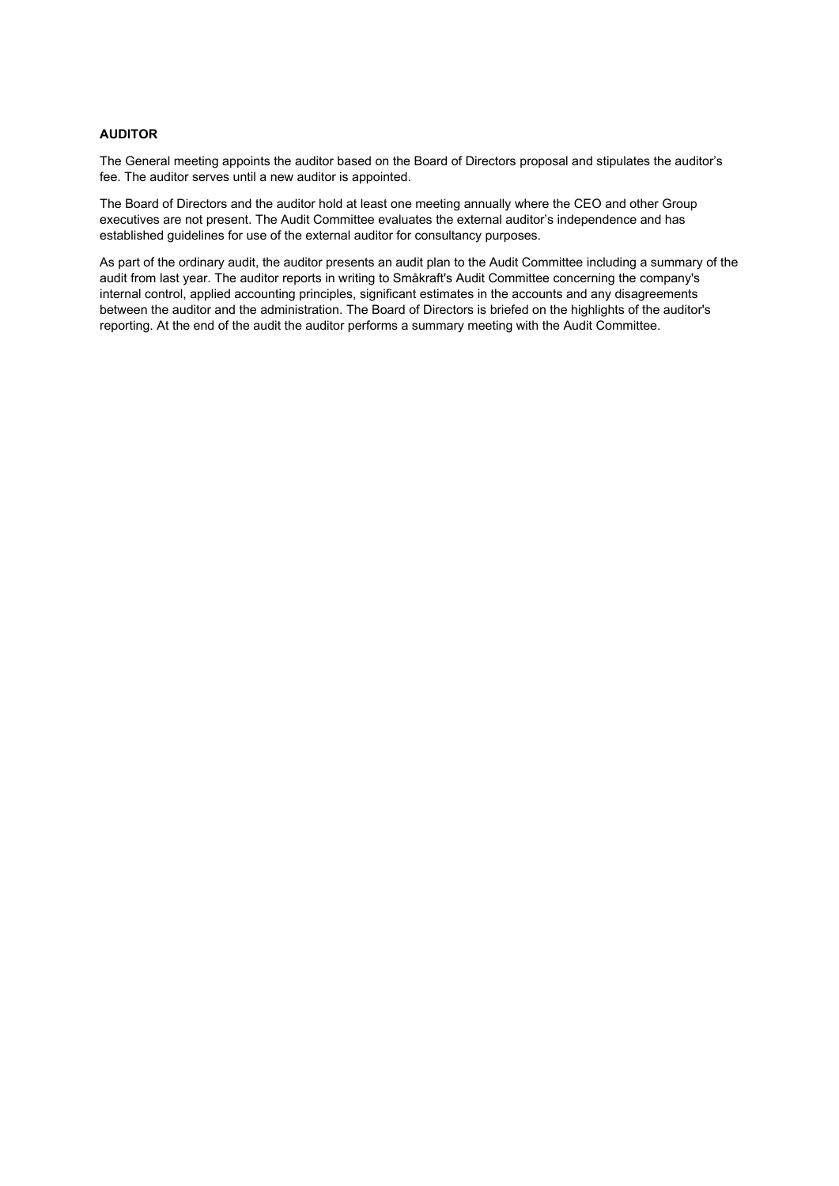**AUDITOR**

The General meeting appoints the auditor based on the Board of Directors proposal and stipulates the auditor's fee. The auditor serves until a new auditor is appointed.

The Board of Directors and the auditor hold at least one meeting annually where the CEO and other Group executives are not present. The Audit Committee evaluates the external auditor's independence and has established guidelines for use of the external auditor for consultancy purposes.

As part of the ordinary audit, the auditor presents an audit plan to the Audit Committee including a summary of the audit from last year. The auditor reports in writing to Småkraft's Audit Committee concerning the company's internal control, applied accounting principles, significant estimates in the accounts and any disagreements between the auditor and the administration. The Board of Directors is briefed on the highlights of the auditor's reporting. At the end of the audit the auditor performs a summary meeting with the Audit Committee.